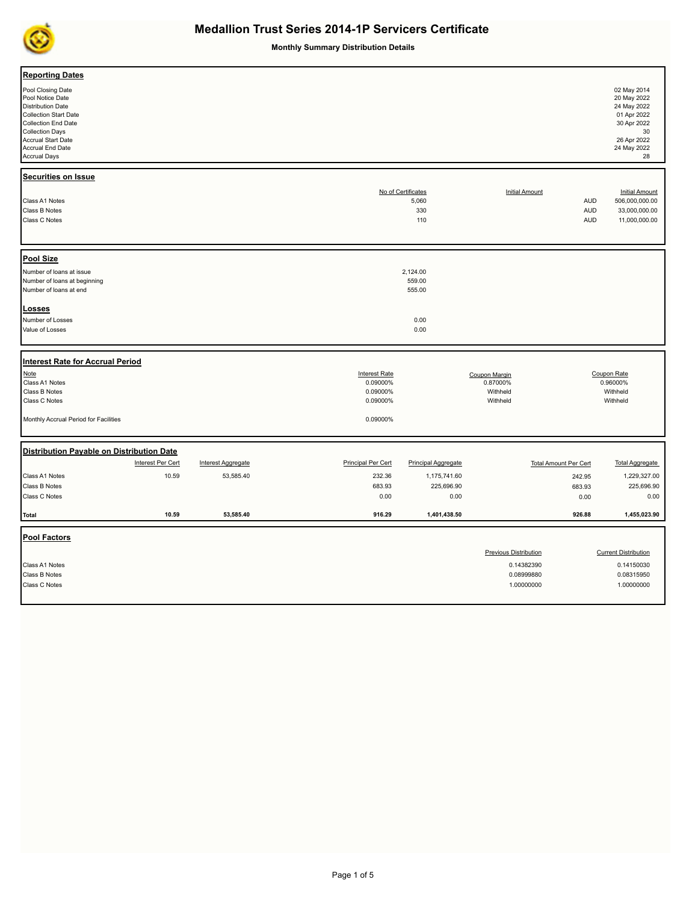# Medallion Trust Series 2014-1P Servicers Certificate

**Monthly Summary Distribution Details**

## Reporting Dates

| | |
|---|---|
| Pool Closing Date | 02 May 2014 |
| Pool Notice Date | 20 May 2022 |
| Distribution Date | 24 May 2022 |
| Collection Start Date | 01 Apr 2022 |
| Collection End Date | 30 Apr 2022 |
| Collection Days | 30 |
| Accrual Start Date | 26 Apr 2022 |
| Accrual End Date | 24 May 2022 |
| Accrual Days | 28 |

## Securities on Issue

| | No of Certificates | Initial Amount | Initial Amount |
|---|---|---|---|
| Class A1 Notes | 5,060 | AUD | 506,000,000.00 |
| Class B Notes | 330 | AUD | 33,000,000.00 |
| Class C Notes | 110 | AUD | 11,000,000.00 |

## Pool Size

| | |
|---|---|
| Number of loans at issue | 2,124.00 |
| Number of loans at beginning | 559.00 |
| Number of loans at end | 555.00 |

## Losses

| | |
|---|---|
| Number of Losses | 0.00 |
| Value of Losses | 0.00 |

## Interest Rate for Accrual Period

| Note | Interest Rate | Coupon Margin | Coupon Rate |
|---|---|---|---|
| Class A1 Notes | 0.09000% | 0.87000% | 0.96000% |
| Class B Notes | 0.09000% | Withheld | Withheld |
| Class C Notes | 0.09000% | Withheld | Withheld |
| | | | |
| Monthly Accrual Period for Facilities | 0.09000% | | |

## Distribution Payable on Distribution Date

| | Interest Per Cert | Interest Aggregate | Principal Per Cert | Principal Aggregate | Total Amount Per Cert | Total Aggregate |
|---|---|---|---|---|---|---|
| Class A1 Notes | 10.59 | 53,585.40 | 232.36 | 1,175,741.60 | 242.95 | 1,229,327.00 |
| Class B Notes | | | 683.93 | 225,696.90 | 683.93 | 225,696.90 |
| Class C Notes | | | 0.00 | 0.00 | 0.00 | 0.00 |
| **Total** | **10.59** | **53,585.40** | **916.29** | **1,401,438.50** | **926.88** | **1,455,023.90** |

## Pool Factors

| | Previous Distribution | Current Distribution |
|---|---|---|
| Class A1 Notes | 0.14382390 | 0.14150030 |
| Class B Notes | 0.08999880 | 0.08315950 |
| Class C Notes | 1.00000000 | 1.00000000 |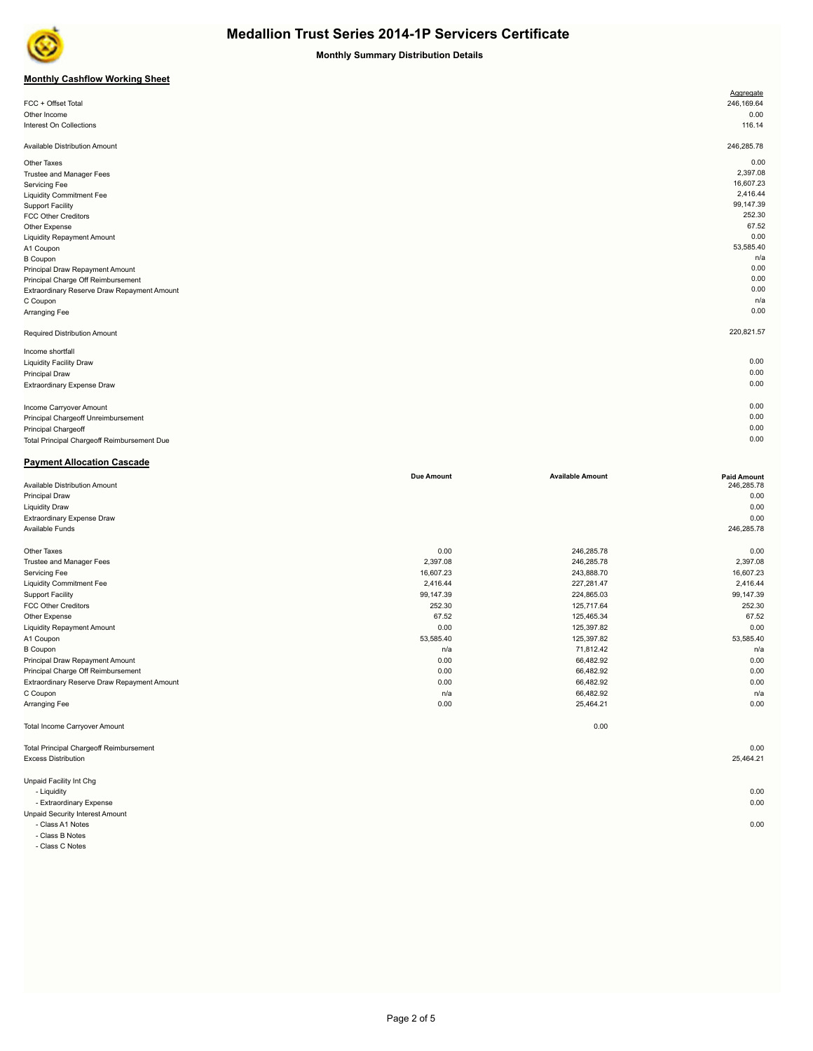# Medallion Trust Series 2014-1P Servicers Certificate

**Monthly Summary Distribution Details**

## Monthly Cashflow Working Sheet

| | Aggregate |
|---|---|
| FCC + Offset Total | 246,169.64 |
| Other Income | 0.00 |
| Interest On Collections | 116.14 |
| | |
| Available Distribution Amount | 246,285.78 |
| | |
| Other Taxes | 0.00 |
| Trustee and Manager Fees | 2,397.08 |
| Servicing Fee | 16,607.23 |
| Liquidity Commitment Fee | 2,416.44 |
| Support Facility | 99,147.39 |
| FCC Other Creditors | 252.30 |
| Other Expense | 67.52 |
| Liquidity Repayment Amount | 0.00 |
| A1 Coupon | 53,585.40 |
| B Coupon | n/a |
| Principal Draw Repayment Amount | 0.00 |
| Principal Charge Off Reimbursement | 0.00 |
| Extraordinary Reserve Draw Repayment Amount | 0.00 |
| C Coupon | n/a |
| Arranging Fee | 0.00 |
| | |
| Required Distribution Amount | 220,821.57 |
| | |
| Income shortfall | |
| Liquidity Facility Draw | 0.00 |
| Principal Draw | 0.00 |
| Extraordinary Expense Draw | 0.00 |
| | |
| Income Carryover Amount | 0.00 |
| Principal Chargeoff Unreimbursement | 0.00 |
| Principal Chargeoff | 0.00 |
| Total Principal Chargeoff Reimbursement Due | 0.00 |

## Payment Allocation Cascade

| | Due Amount | Available Amount | Paid Amount |
|---|---|---|---|
| Available Distribution Amount | | | 246,285.78 |
| Principal Draw | | | 0.00 |
| Liquidity Draw | | | 0.00 |
| Extraordinary Expense Draw | | | 0.00 |
| Available Funds | | | 246,285.78 |
| | | | |
| Other Taxes | 0.00 | 246,285.78 | 0.00 |
| Trustee and Manager Fees | 2,397.08 | 246,285.78 | 2,397.08 |
| Servicing Fee | 16,607.23 | 243,888.70 | 16,607.23 |
| Liquidity Commitment Fee | 2,416.44 | 227,281.47 | 2,416.44 |
| Support Facility | 99,147.39 | 224,865.03 | 99,147.39 |
| FCC Other Creditors | 252.30 | 125,717.64 | 252.30 |
| Other Expense | 67.52 | 125,465.34 | 67.52 |
| Liquidity Repayment Amount | 0.00 | 125,397.82 | 0.00 |
| A1 Coupon | 53,585.40 | 125,397.82 | 53,585.40 |
| B Coupon | n/a | 71,812.42 | n/a |
| Principal Draw Repayment Amount | 0.00 | 66,482.92 | 0.00 |
| Principal Charge Off Reimbursement | 0.00 | 66,482.92 | 0.00 |
| Extraordinary Reserve Draw Repayment Amount | 0.00 | 66,482.92 | 0.00 |
| C Coupon | n/a | 66,482.92 | n/a |
| Arranging Fee | 0.00 | 25,464.21 | 0.00 |
| | | | |
| Total Income Carryover Amount | | 0.00 | |
| | | | |
| Total Principal Chargeoff Reimbursement | | | 0.00 |
| Excess Distribution | | | 25,464.21 |
| | | | |
| Unpaid Facility Int Chg | | | |
| - Liquidity | | | 0.00 |
| - Extraordinary Expense | | | 0.00 |
| Unpaid Security Interest Amount | | | |
| - Class A1 Notes | | | 0.00 |
| - Class B Notes | | | |
| - Class C Notes | | | |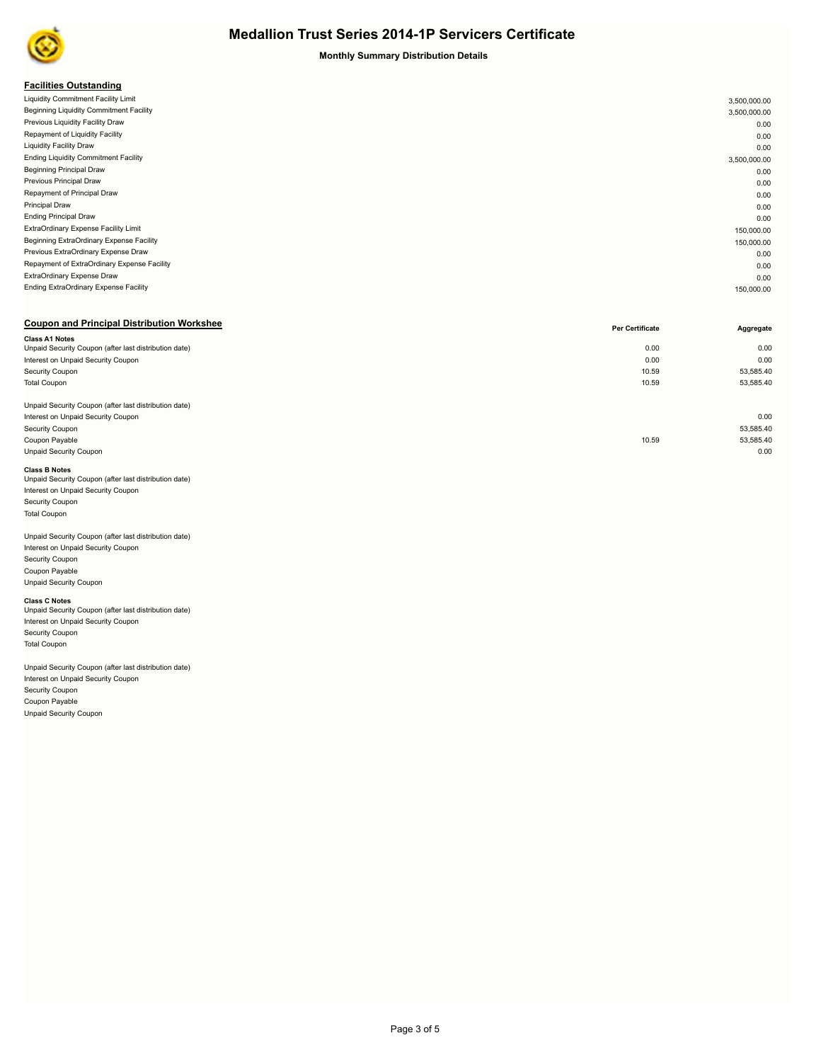# Medallion Trust Series 2014-1P Servicers Certificate

**Monthly Summary Distribution Details**

## Facilities Outstanding

| | |
|---|---|
| Liquidity Commitment Facility Limit | 3,500,000.00 |
| Beginning Liquidity Commitment Facility | 3,500,000.00 |
| Previous Liquidity Facility Draw | 0.00 |
| Repayment of Liquidity Facility | 0.00 |
| Liquidity Facility Draw | 0.00 |
| Ending Liquidity Commitment Facility | 3,500,000.00 |
| Beginning Principal Draw | 0.00 |
| Previous Principal Draw | 0.00 |
| Repayment of Principal Draw | 0.00 |
| Principal Draw | 0.00 |
| Ending Principal Draw | 0.00 |
| ExtraOrdinary Expense Facility Limit | 150,000.00 |
| Beginning ExtraOrdinary Expense Facility | 150,000.00 |
| Previous ExtraOrdinary Expense Draw | 0.00 |
| Repayment of ExtraOrdinary Expense Facility | 0.00 |
| ExtraOrdinary Expense Draw | 0.00 |
| Ending ExtraOrdinary Expense Facility | 150,000.00 |

## Coupon and Principal Distribution Workshee

| | Per Certificate | Aggregate |
|---|---|---|
| **Class A1 Notes** | | |
| Unpaid Security Coupon (after last distribution date) | 0.00 | 0.00 |
| Interest on Unpaid Security Coupon | 0.00 | 0.00 |
| Security Coupon | 10.59 | 53,585.40 |
| Total Coupon | 10.59 | 53,585.40 |
| | | |
| Unpaid Security Coupon (after last distribution date) | | |
| Interest on Unpaid Security Coupon | | 0.00 |
| Security Coupon | | 53,585.40 |
| Coupon Payable | 10.59 | 53,585.40 |
| Unpaid Security Coupon | | 0.00 |
| **Class B Notes** | | |
| Unpaid Security Coupon (after last distribution date) | | |
| Interest on Unpaid Security Coupon | | |
| Security Coupon | | |
| Total Coupon | | |
| | | |
| Unpaid Security Coupon (after last distribution date) | | |
| Interest on Unpaid Security Coupon | | |
| Security Coupon | | |
| Coupon Payable | | |
| Unpaid Security Coupon | | |
| **Class C Notes** | | |
| Unpaid Security Coupon (after last distribution date) | | |
| Interest on Unpaid Security Coupon | | |
| Security Coupon | | |
| Total Coupon | | |
| | | |
| Unpaid Security Coupon (after last distribution date) | | |
| Interest on Unpaid Security Coupon | | |
| Security Coupon | | |
| Coupon Payable | | |
| Unpaid Security Coupon | | |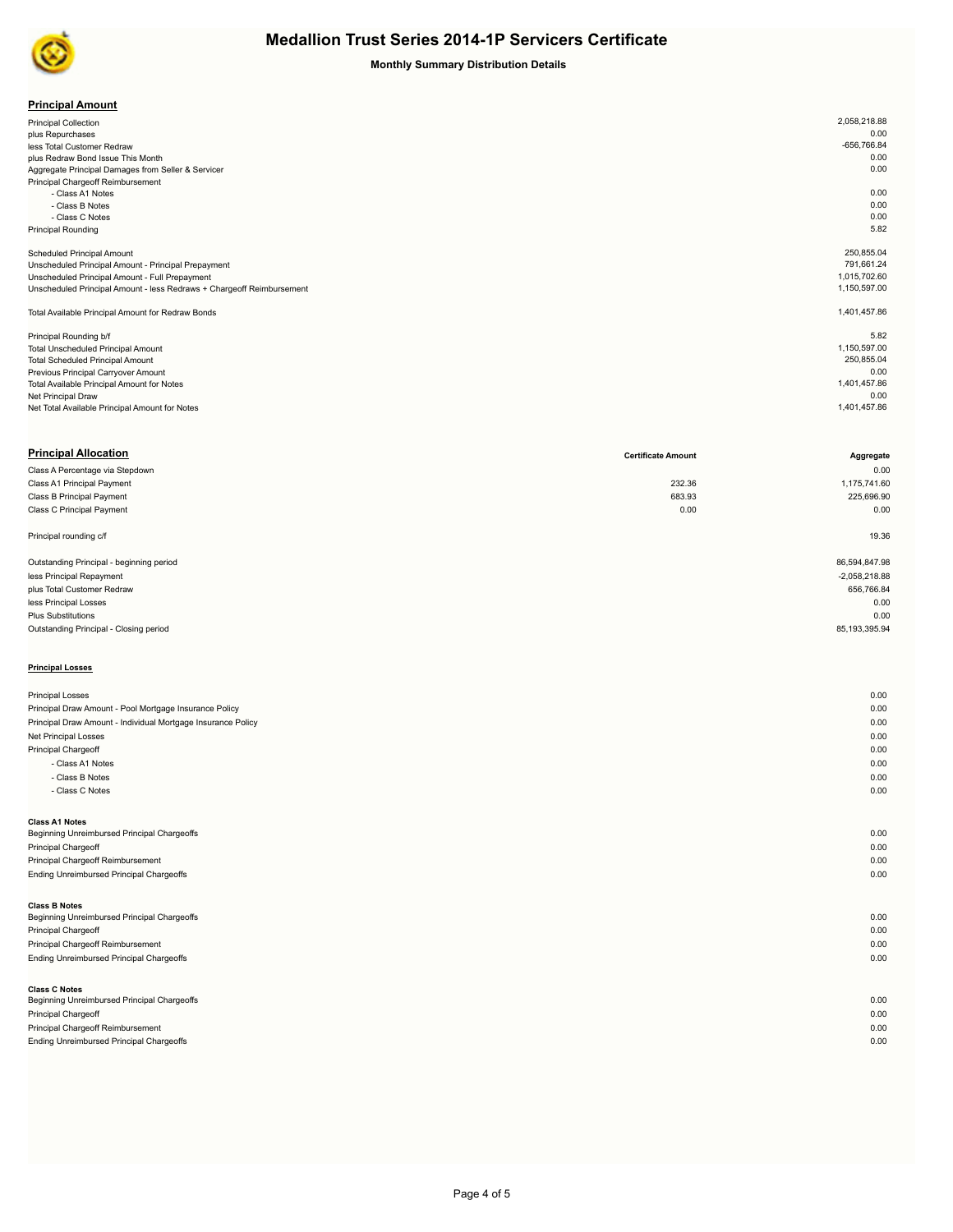# Medallion Trust Series 2014-1P Servicers Certificate

**Monthly Summary Distribution Details**

## Principal Amount

| | |
|---|---|
| Principal Collection | 2,058,218.88 |
| plus Repurchases | 0.00 |
| less Total Customer Redraw | -656,766.84 |
| plus Redraw Bond Issue This Month | 0.00 |
| Aggregate Principal Damages from Seller & Servicer | 0.00 |
| Principal Chargeoff Reimbursement | |
| - Class A1 Notes | 0.00 |
| - Class B Notes | 0.00 |
| - Class C Notes | 0.00 |
| Principal Rounding | 5.82 |
| | |
| Scheduled Principal Amount | 250,855.04 |
| Unscheduled Principal Amount - Principal Prepayment | 791,661.24 |
| Unscheduled Principal Amount - Full Prepayment | 1,015,702.60 |
| Unscheduled Principal Amount - less Redraws + Chargeoff Reimbursement | 1,150,597.00 |
| | |
| Total Available Principal Amount for Redraw Bonds | 1,401,457.86 |
| | |
| Principal Rounding b/f | 5.82 |
| Total Unscheduled Principal Amount | 1,150,597.00 |
| Total Scheduled Principal Amount | 250,855.04 |
| Previous Principal Carryover Amount | 0.00 |
| Total Available Principal Amount for Notes | 1,401,457.86 |
| Net Principal Draw | 0.00 |
| Net Total Available Principal Amount for Notes | 1,401,457.86 |

## Principal Allocation

| | Certificate Amount | Aggregate |
|---|---|---|
| Class A Percentage via Stepdown | | 0.00 |
| Class A1 Principal Payment | 232.36 | 1,175,741.60 |
| Class B Principal Payment | 683.93 | 225,696.90 |
| Class C Principal Payment | 0.00 | 0.00 |
| | | |
| Principal rounding c/f | | 19.36 |
| | | |
| Outstanding Principal - beginning period | | 86,594,847.98 |
| less Principal Repayment | | -2,058,218.88 |
| plus Total Customer Redraw | | 656,766.84 |
| less Principal Losses | | 0.00 |
| Plus Substitutions | | 0.00 |
| Outstanding Principal - Closing period | | 85,193,395.94 |

## Principal Losses

| | |
|---|---|
| Principal Losses | 0.00 |
| Principal Draw Amount - Pool Mortgage Insurance Policy | 0.00 |
| Principal Draw Amount - Individual Mortgage Insurance Policy | 0.00 |
| Net Principal Losses | 0.00 |
| Principal Chargeoff | 0.00 |
| - Class A1 Notes | 0.00 |
| - Class B Notes | 0.00 |
| - Class C Notes | 0.00 |

**Class A1 Notes**

| | |
|---|---|
| Beginning Unreimbursed Principal Chargeoffs | 0.00 |
| Principal Chargeoff | 0.00 |
| Principal Chargeoff Reimbursement | 0.00 |
| Ending Unreimbursed Principal Chargeoffs | 0.00 |

**Class B Notes**

| | |
|---|---|
| Beginning Unreimbursed Principal Chargeoffs | 0.00 |
| Principal Chargeoff | 0.00 |
| Principal Chargeoff Reimbursement | 0.00 |
| Ending Unreimbursed Principal Chargeoffs | 0.00 |

**Class C Notes**

| | |
|---|---|
| Beginning Unreimbursed Principal Chargeoffs | 0.00 |
| Principal Chargeoff | 0.00 |
| Principal Chargeoff Reimbursement | 0.00 |
| Ending Unreimbursed Principal Chargeoffs | 0.00 |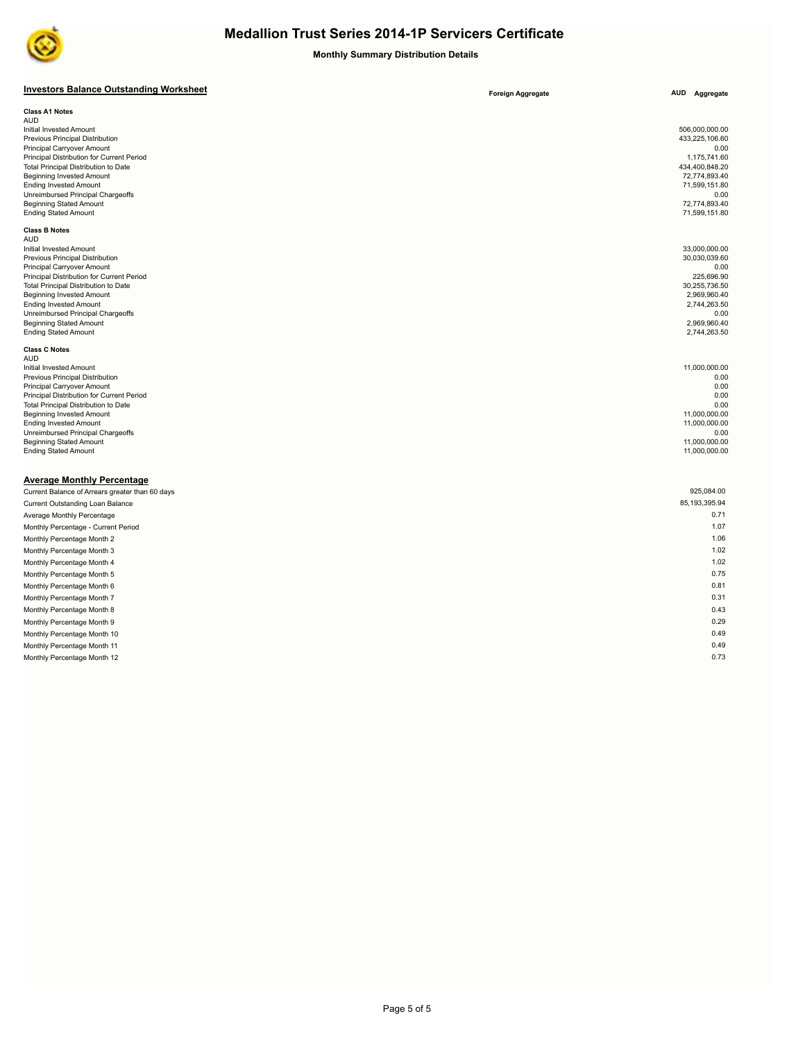# Medallion Trust Series 2014-1P Servicers Certificate

**Monthly Summary Distribution Details**

## Investors Balance Outstanding Worksheet

| | Foreign Aggregate | AUD Aggregate |
|---|---|---|
| **Class A1 Notes** | | |
| AUD | | |
| Initial Invested Amount | | 506,000,000.00 |
| Previous Principal Distribution | | 433,225,106.60 |
| Principal Carryover Amount | | 0.00 |
| Principal Distribution for Current Period | | 1,175,741.60 |
| Total Principal Distribution to Date | | 434,400,848.20 |
| Beginning Invested Amount | | 72,774,893.40 |
| Ending Invested Amount | | 71,599,151.80 |
| Unreimbursed Principal Chargeoffs | | 0.00 |
| Beginning Stated Amount | | 72,774,893.40 |
| Ending Stated Amount | | 71,599,151.80 |
| **Class B Notes** | | |
| AUD | | |
| Initial Invested Amount | | 33,000,000.00 |
| Previous Principal Distribution | | 30,030,039.60 |
| Principal Carryover Amount | | 0.00 |
| Principal Distribution for Current Period | | 225,696.90 |
| Total Principal Distribution to Date | | 30,255,736.50 |
| Beginning Invested Amount | | 2,969,960.40 |
| Ending Invested Amount | | 2,744,263.50 |
| Unreimbursed Principal Chargeoffs | | 0.00 |
| Beginning Stated Amount | | 2,969,960.40 |
| Ending Stated Amount | | 2,744,263.50 |
| **Class C Notes** | | |
| AUD | | |
| Initial Invested Amount | | 11,000,000.00 |
| Previous Principal Distribution | | 0.00 |
| Principal Carryover Amount | | 0.00 |
| Principal Distribution for Current Period | | 0.00 |
| Total Principal Distribution to Date | | 0.00 |
| Beginning Invested Amount | | 11,000,000.00 |
| Ending Invested Amount | | 11,000,000.00 |
| Unreimbursed Principal Chargeoffs | | 0.00 |
| Beginning Stated Amount | | 11,000,000.00 |
| Ending Stated Amount | | 11,000,000.00 |

## Average Monthly Percentage

| | |
|---|---|
| Current Balance of Arrears greater than 60 days | 925,084.00 |
| Current Outstanding Loan Balance | 85,193,395.94 |
| Average Monthly Percentage | 0.71 |
| Monthly Percentage - Current Period | 1.07 |
| Monthly Percentage Month 2 | 1.06 |
| Monthly Percentage Month 3 | 1.02 |
| Monthly Percentage Month 4 | 1.02 |
| Monthly Percentage Month 5 | 0.75 |
| Monthly Percentage Month 6 | 0.81 |
| Monthly Percentage Month 7 | 0.31 |
| Monthly Percentage Month 8 | 0.43 |
| Monthly Percentage Month 9 | 0.29 |
| Monthly Percentage Month 10 | 0.49 |
| Monthly Percentage Month 11 | 0.49 |
| Monthly Percentage Month 12 | 0.73 |